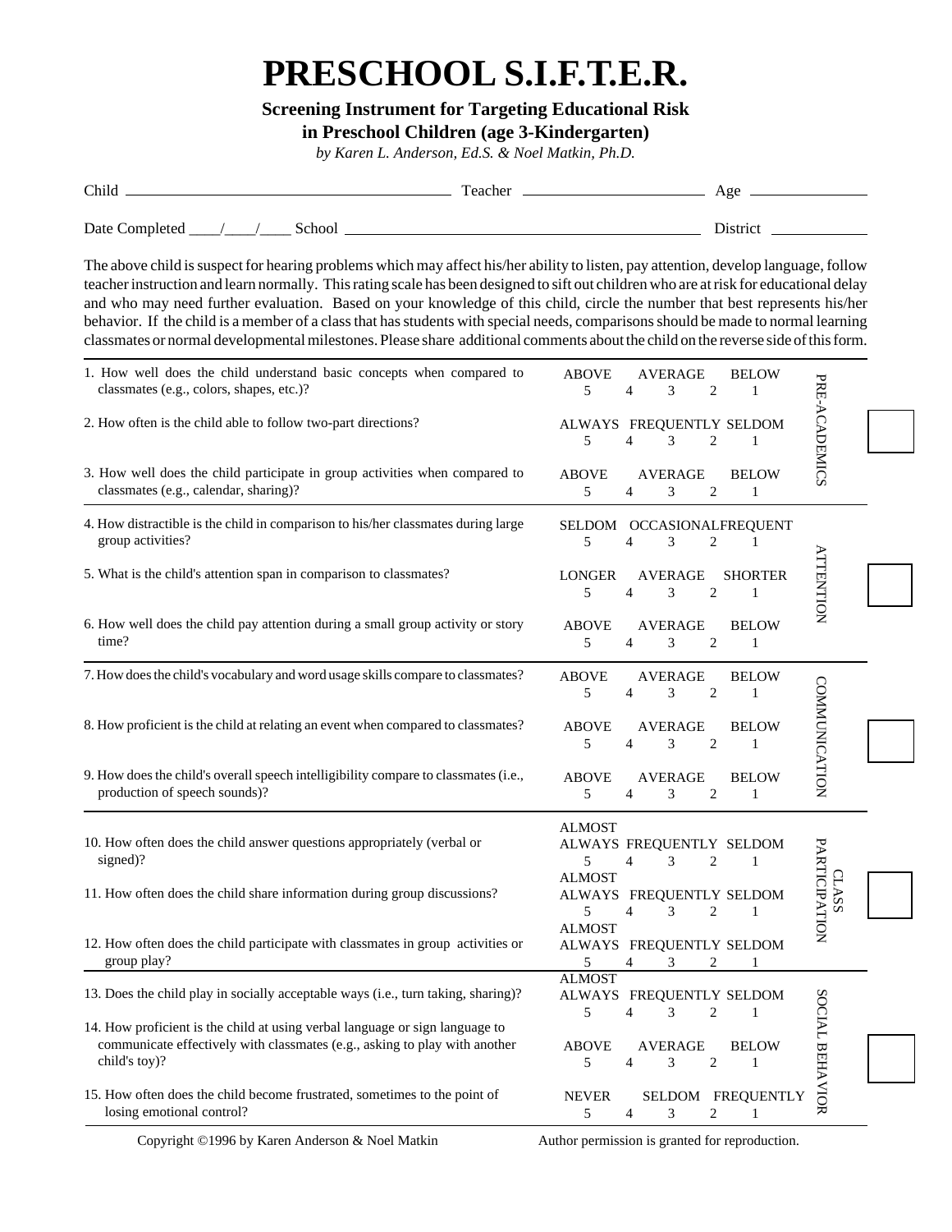# PRESCHOOL S.I.F.T.E.R.

**Screening Instrument for Targeting Educational Risk in Preschool Children (age 3-Kindergarten)**

*by Karen L. Anderson, Ed.S. & Noel Matkin, Ph.D.*

Child ______________________ Teacher ______________ Age ________

Date Completed ____/____/____ School ______________________ District ________

The above child is suspect for hearing problems which may affect his/her ability to listen, pay attention, develop language, follow teacher instruction and learn normally. This rating scale has been designed to sift out children who are at risk for educational delay and who may need further evaluation. Based on your knowledge of this child, circle the number that best represents his/her behavior. If the child is a member of a class that has students with special needs, comparisons should be made to normal learning classmates or normal developmental milestones. Please share additional comments about the child on the reverse side of this form.

| Question | Rating | Category |
|---|---|---|
| 1. How well does the child understand basic concepts when compared to classmates (e.g., colors, shapes, etc.)? | ABOVE 5 — 4 — AVERAGE 3 — 2 — BELOW 1 | PRE-ACADEMICS |
| 2. How often is the child able to follow two-part directions? | ALWAYS 5 — 4 — FREQUENTLY 3 — 2 — SELDOM 1 | |
| 3. How well does the child participate in group activities when compared to classmates (e.g., calendar, sharing)? | ABOVE 5 — 4 — AVERAGE 3 — 2 — BELOW 1 | |
| 4. How distractible is the child in comparison to his/her classmates during large group activities? | SELDOM 5 — 4 — OCCASIONAL 3 — 2 — FREQUENT 1 | ATTENTION |
| 5. What is the child's attention span in comparison to classmates? | LONGER 5 — 4 — AVERAGE 3 — 2 — SHORTER 1 | |
| 6. How well does the child pay attention during a small group activity or story time? | ABOVE 5 — 4 — AVERAGE 3 — 2 — BELOW 1 | |
| 7. How does the child's vocabulary and word usage skills compare to classmates? | ABOVE 5 — 4 — AVERAGE 3 — 2 — BELOW 1 | COMMUNICATION |
| 8. How proficient is the child at relating an event when compared to classmates? | ABOVE 5 — 4 — AVERAGE 3 — 2 — BELOW 1 | |
| 9. How does the child's overall speech intelligibility compare to classmates (i.e., production of speech sounds)? | ABOVE 5 — 4 — AVERAGE 3 — 2 — BELOW 1 | |
| 10. How often does the child answer questions appropriately (verbal or signed)? | ALMOST ALWAYS 5 — 4 — FREQUENTLY 3 — 2 — SELDOM 1 | CLASS PARTICIPATION |
| 11. How often does the child share information during group discussions? | ALMOST ALWAYS 5 — 4 — FREQUENTLY 3 — 2 — SELDOM 1 | |
| 12. How often does the child participate with classmates in group activities or group play? | ALMOST ALWAYS 5 — 4 — FREQUENTLY 3 — 2 — SELDOM 1 | |
| 13. Does the child play in socially acceptable ways (i.e., turn taking, sharing)? | ALMOST ALWAYS 5 — 4 — FREQUENTLY 3 — 2 — SELDOM 1 | SOCIAL BEHAVIOR |
| 14. How proficient is the child at using verbal language or sign language to communicate effectively with classmates (e.g., asking to play with another child's toy)? | ABOVE 5 — 4 — AVERAGE 3 — 2 — BELOW 1 | |
| 15. How often does the child become frustrated, sometimes to the point of losing emotional control? | NEVER 5 — 4 — SELDOM 3 — 2 — FREQUENTLY 1 | |

Copyright ©1996 by Karen Anderson & Noel Matkin    Author permission is granted for reproduction.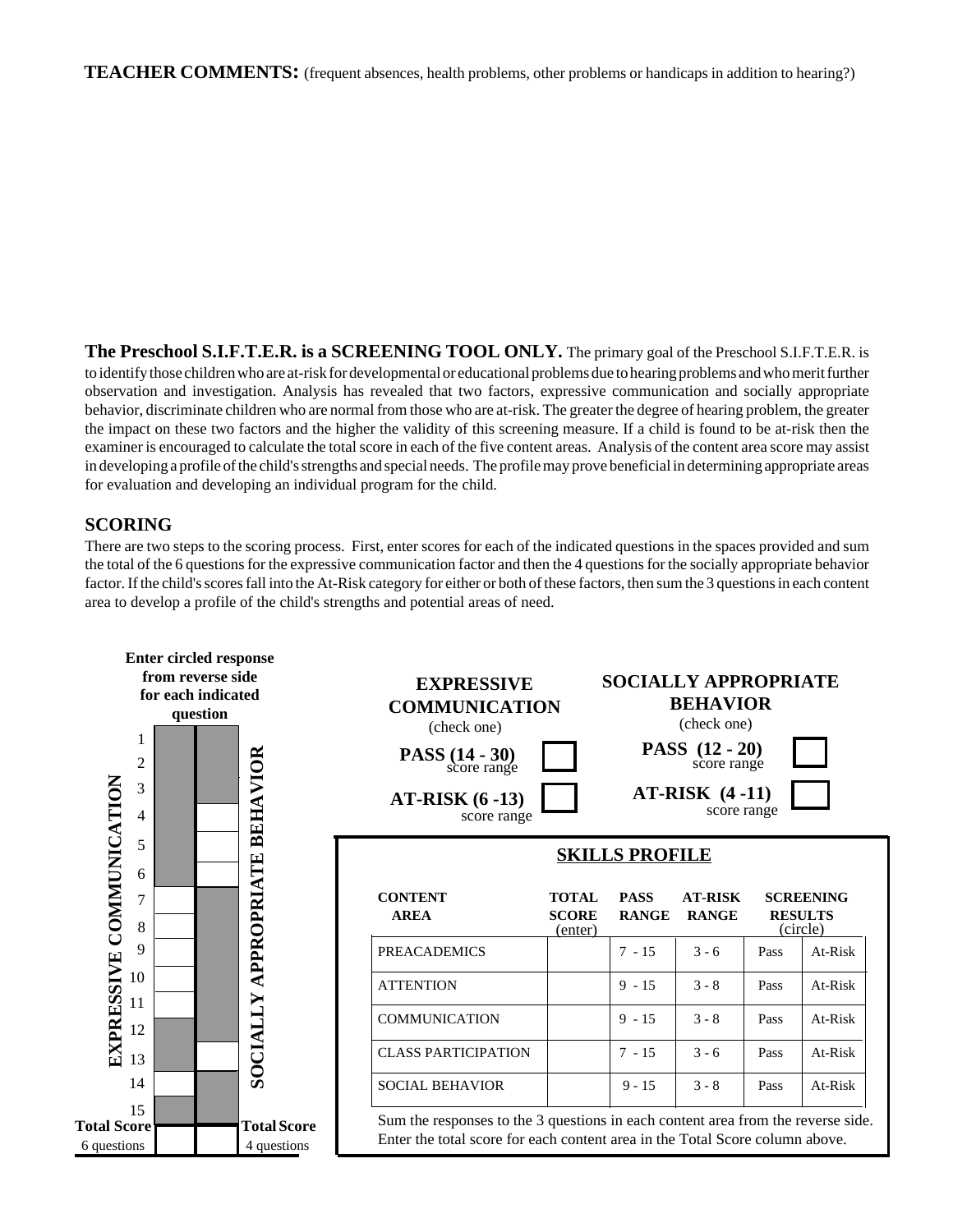**TEACHER COMMENTS:** (frequent absences, health problems, other problems or handicaps in addition to hearing?)

**The Preschool S.I.F.T.E.R. is a SCREENING TOOL ONLY.** The primary goal of the Preschool S.I.F.T.E.R. is to identify those children who are at-risk for developmental or educational problems due to hearing problems and who merit further observation and investigation. Analysis has revealed that two factors, expressive communication and socially appropriate behavior, discriminate children who are normal from those who are at-risk. The greater the degree of hearing problem, the greater the impact on these two factors and the higher the validity of this screening measure. If a child is found to be at-risk then the examiner is encouraged to calculate the total score in each of the five content areas. Analysis of the content area score may assist in developing a profile of the child's strengths and special needs. The profile may prove beneficial in determining appropriate areas for evaluation and developing an individual program for the child.

## SCORING

There are two steps to the scoring process. First, enter scores for each of the indicated questions in the spaces provided and sum the total of the 6 questions for the expressive communication factor and then the 4 questions for the socially appropriate behavior factor. If the child's scores fall into the At-Risk category for either or both of these factors, then sum the 3 questions in each content area to develop a profile of the child's strengths and potential areas of need.

**Enter circled response from reverse side for each indicated question**

| Question | EXPRESSIVE COMMUNICATION | SOCIALLY APPROPRIATE BEHAVIOR |
|---|---|---|
| 1 | | |
| 2 | | |
| 3 | | |
| 4 | | |
| 5 | | |
| 6 | | |
| 7 | | |
| 8 | | |
| 9 | | |
| 10 | | |
| 11 | | |
| 12 | | |
| 13 | | |
| 14 | | |
| 15 | | |
| **Total Score** | 6 questions | 4 questions |

**EXPRESSIVE COMMUNICATION**
(check one)

**PASS (14 - 30)** score range ☐

**AT-RISK (6 -13)** score range ☐

**SOCIALLY APPROPRIATE BEHAVIOR**
(check one)

**PASS (12 - 20)** score range ☐

**AT-RISK (4 -11)** score range ☐

## SKILLS PROFILE

| CONTENT AREA | TOTAL SCORE (enter) | PASS RANGE | AT-RISK RANGE | SCREENING RESULTS (circle) | |
|---|---|---|---|---|---|
| PREACADEMICS | | 7 - 15 | 3 - 6 | Pass | At-Risk |
| ATTENTION | | 9 - 15 | 3 - 8 | Pass | At-Risk |
| COMMUNICATION | | 9 - 15 | 3 - 8 | Pass | At-Risk |
| CLASS PARTICIPATION | | 7 - 15 | 3 - 6 | Pass | At-Risk |
| SOCIAL BEHAVIOR | | 9 - 15 | 3 - 8 | Pass | At-Risk |

Sum the responses to the 3 questions in each content area from the reverse side. Enter the total score for each content area in the Total Score column above.